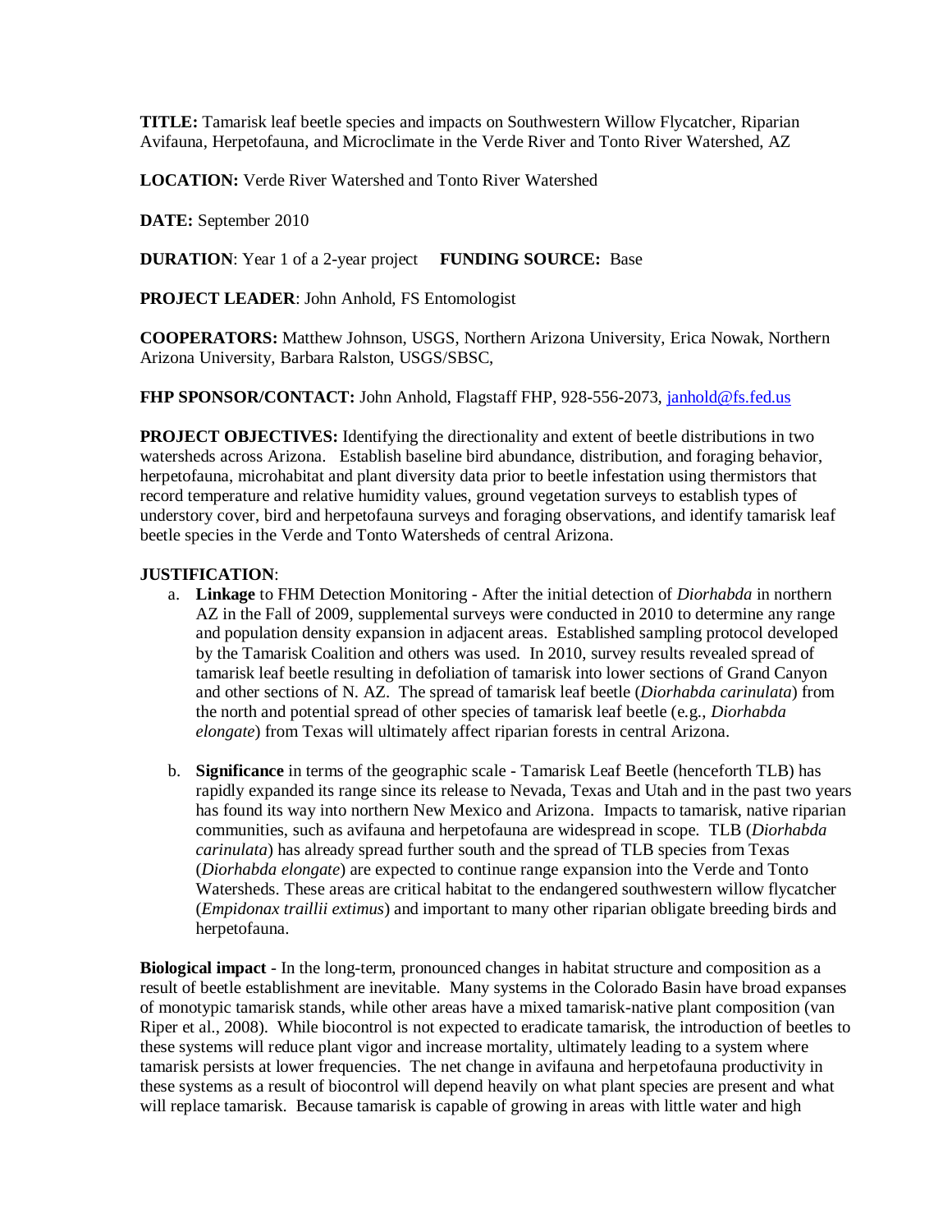**TITLE:** Tamarisk leaf beetle species and impacts on Southwestern Willow Flycatcher, Riparian Avifauna, Herpetofauna, and Microclimate in the Verde River and Tonto River Watershed, AZ

**LOCATION:** Verde River Watershed and Tonto River Watershed

**DATE:** September 2010

**DURATION**: Year 1 of a 2-year project **FUNDING SOURCE:** Base

**PROJECT LEADER**: John Anhold, FS Entomologist

**COOPERATORS:** Matthew Johnson, USGS, Northern Arizona University, Erica Nowak, Northern Arizona University, Barbara Ralston, USGS/SBSC,

**FHP SPONSOR/CONTACT:** John Anhold, Flagstaff FHP, 928-556-2073, janhold@fs.fed.us

**PROJECT OBJECTIVES:** Identifying the directionality and extent of beetle distributions in two watersheds across Arizona. Establish baseline bird abundance, distribution, and foraging behavior, herpetofauna, microhabitat and plant diversity data prior to beetle infestation using thermistors that record temperature and relative humidity values, ground vegetation surveys to establish types of understory cover, bird and herpetofauna surveys and foraging observations, and identify tamarisk leaf beetle species in the Verde and Tonto Watersheds of central Arizona.

**JUSTIFICATION**:

a. **Linkage** to FHM Detection Monitoring - After the initial detection of *Diorhabda* in northern AZ in the Fall of 2009, supplemental surveys were conducted in 2010 to determine any range and population density expansion in adjacent areas. Established sampling protocol developed by the Tamarisk Coalition and others was used. In 2010, survey results revealed spread of tamarisk leaf beetle resulting in defoliation of tamarisk into lower sections of Grand Canyon and other sections of N. AZ. The spread of tamarisk leaf beetle (*Diorhabda carinulata*) from the north and potential spread of other species of tamarisk leaf beetle (e.g., *Diorhabda elongate*) from Texas will ultimately affect riparian forests in central Arizona.

b. **Significance** in terms of the geographic scale - Tamarisk Leaf Beetle (henceforth TLB) has rapidly expanded its range since its release to Nevada, Texas and Utah and in the past two years has found its way into northern New Mexico and Arizona. Impacts to tamarisk, native riparian communities, such as avifauna and herpetofauna are widespread in scope. TLB (*Diorhabda carinulata*) has already spread further south and the spread of TLB species from Texas (*Diorhabda elongate*) are expected to continue range expansion into the Verde and Tonto Watersheds. These areas are critical habitat to the endangered southwestern willow flycatcher (*Empidonax traillii extimus*) and important to many other riparian obligate breeding birds and herpetofauna.

**Biological impact** - In the long-term, pronounced changes in habitat structure and composition as a result of beetle establishment are inevitable. Many systems in the Colorado Basin have broad expanses of monotypic tamarisk stands, while other areas have a mixed tamarisk-native plant composition (van Riper et al., 2008). While biocontrol is not expected to eradicate tamarisk, the introduction of beetles to these systems will reduce plant vigor and increase mortality, ultimately leading to a system where tamarisk persists at lower frequencies. The net change in avifauna and herpetofauna productivity in these systems as a result of biocontrol will depend heavily on what plant species are present and what will replace tamarisk. Because tamarisk is capable of growing in areas with little water and high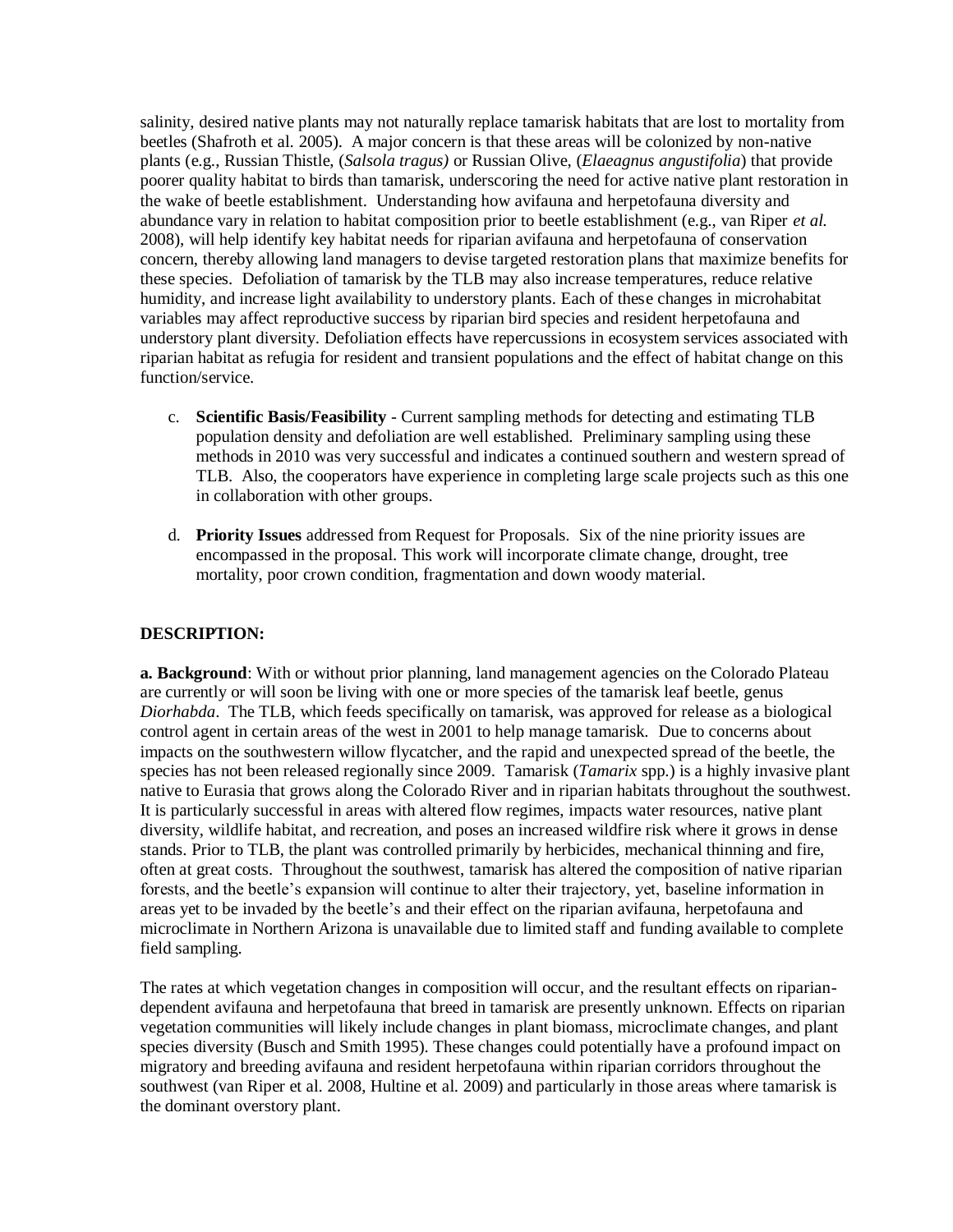salinity, desired native plants may not naturally replace tamarisk habitats that are lost to mortality from beetles (Shafroth et al. 2005). A major concern is that these areas will be colonized by non-native plants (e.g., Russian Thistle, (*Salsola tragus)* or Russian Olive, (*Elaeagnus angustifolia*) that provide poorer quality habitat to birds than tamarisk, underscoring the need for active native plant restoration in the wake of beetle establishment. Understanding how avifauna and herpetofauna diversity and abundance vary in relation to habitat composition prior to beetle establishment (e.g., van Riper *et al.* 2008), will help identify key habitat needs for riparian avifauna and herpetofauna of conservation concern, thereby allowing land managers to devise targeted restoration plans that maximize benefits for these species. Defoliation of tamarisk by the TLB may also increase temperatures, reduce relative humidity, and increase light availability to understory plants. Each of these changes in microhabitat variables may affect reproductive success by riparian bird species and resident herpetofauna and understory plant diversity. Defoliation effects have repercussions in ecosystem services associated with riparian habitat as refugia for resident and transient populations and the effect of habitat change on this function/service.

c. **Scientific Basis/Feasibility** - Current sampling methods for detecting and estimating TLB population density and defoliation are well established. Preliminary sampling using these methods in 2010 was very successful and indicates a continued southern and western spread of TLB. Also, the cooperators have experience in completing large scale projects such as this one in collaboration with other groups.

d. **Priority Issues** addressed from Request for Proposals. Six of the nine priority issues are encompassed in the proposal. This work will incorporate climate change, drought, tree mortality, poor crown condition, fragmentation and down woody material.

**DESCRIPTION:**

**a. Background**: With or without prior planning, land management agencies on the Colorado Plateau are currently or will soon be living with one or more species of the tamarisk leaf beetle, genus *Diorhabda*. The TLB, which feeds specifically on tamarisk, was approved for release as a biological control agent in certain areas of the west in 2001 to help manage tamarisk. Due to concerns about impacts on the southwestern willow flycatcher, and the rapid and unexpected spread of the beetle, the species has not been released regionally since 2009. Tamarisk (*Tamarix* spp.) is a highly invasive plant native to Eurasia that grows along the Colorado River and in riparian habitats throughout the southwest. It is particularly successful in areas with altered flow regimes, impacts water resources, native plant diversity, wildlife habitat, and recreation, and poses an increased wildfire risk where it grows in dense stands. Prior to TLB, the plant was controlled primarily by herbicides, mechanical thinning and fire, often at great costs. Throughout the southwest, tamarisk has altered the composition of native riparian forests, and the beetle's expansion will continue to alter their trajectory, yet, baseline information in areas yet to be invaded by the beetle's and their effect on the riparian avifauna, herpetofauna and microclimate in Northern Arizona is unavailable due to limited staff and funding available to complete field sampling.

The rates at which vegetation changes in composition will occur, and the resultant effects on riparian-dependent avifauna and herpetofauna that breed in tamarisk are presently unknown. Effects on riparian vegetation communities will likely include changes in plant biomass, microclimate changes, and plant species diversity (Busch and Smith 1995). These changes could potentially have a profound impact on migratory and breeding avifauna and resident herpetofauna within riparian corridors throughout the southwest (van Riper et al. 2008, Hultine et al. 2009) and particularly in those areas where tamarisk is the dominant overstory plant.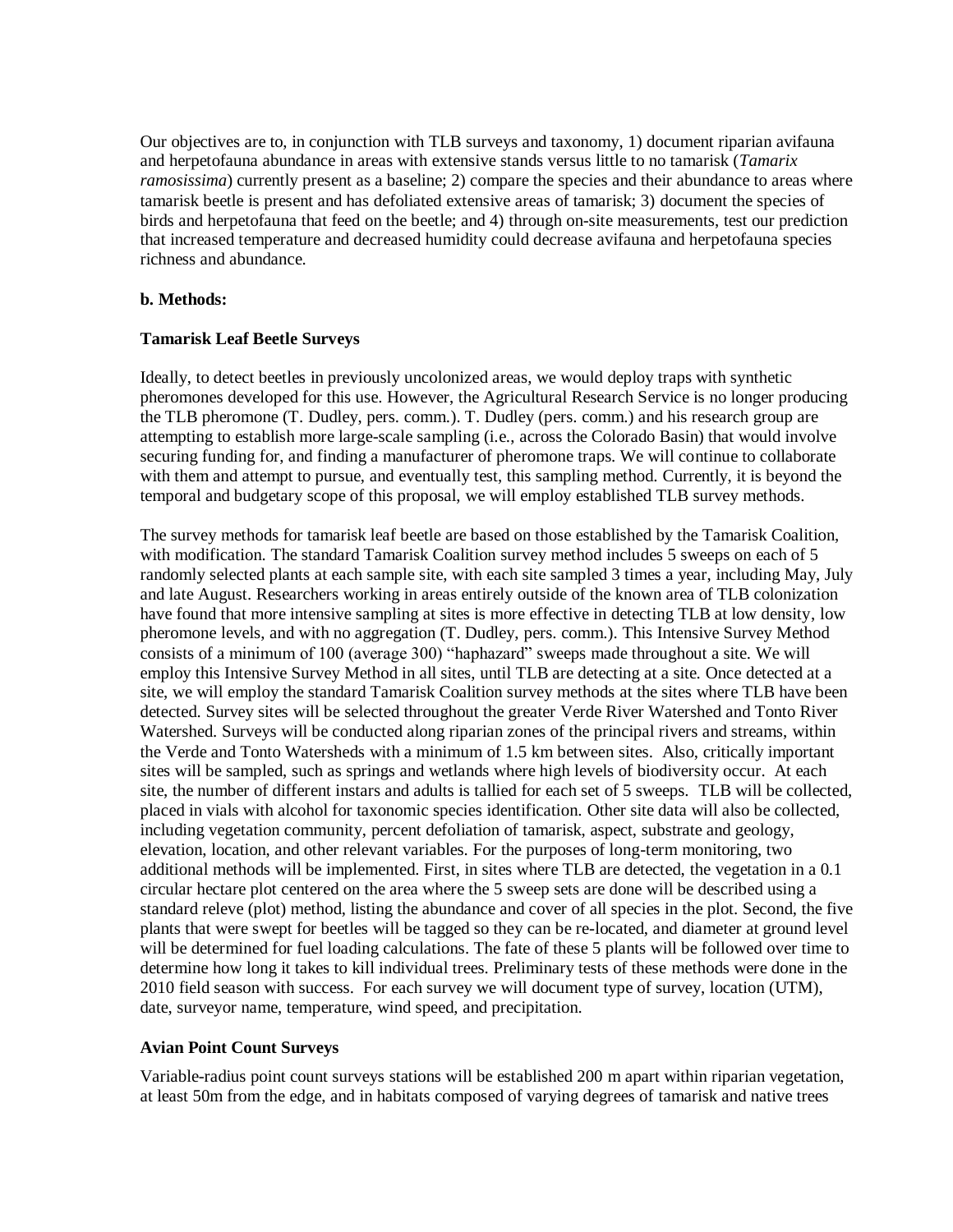Our objectives are to, in conjunction with TLB surveys and taxonomy, 1) document riparian avifauna and herpetofauna abundance in areas with extensive stands versus little to no tamarisk (*Tamarix ramosissima*) currently present as a baseline; 2) compare the species and their abundance to areas where tamarisk beetle is present and has defoliated extensive areas of tamarisk; 3) document the species of birds and herpetofauna that feed on the beetle; and 4) through on-site measurements, test our prediction that increased temperature and decreased humidity could decrease avifauna and herpetofauna species richness and abundance.

**b. Methods:**

**Tamarisk Leaf Beetle Surveys**

Ideally, to detect beetles in previously uncolonized areas, we would deploy traps with synthetic pheromones developed for this use. However, the Agricultural Research Service is no longer producing the TLB pheromone (T. Dudley, pers. comm.). T. Dudley (pers. comm.) and his research group are attempting to establish more large-scale sampling (i.e., across the Colorado Basin) that would involve securing funding for, and finding a manufacturer of pheromone traps. We will continue to collaborate with them and attempt to pursue, and eventually test, this sampling method. Currently, it is beyond the temporal and budgetary scope of this proposal, we will employ established TLB survey methods.

The survey methods for tamarisk leaf beetle are based on those established by the Tamarisk Coalition, with modification. The standard Tamarisk Coalition survey method includes 5 sweeps on each of 5 randomly selected plants at each sample site, with each site sampled 3 times a year, including May, July and late August. Researchers working in areas entirely outside of the known area of TLB colonization have found that more intensive sampling at sites is more effective in detecting TLB at low density, low pheromone levels, and with no aggregation (T. Dudley, pers. comm.). This Intensive Survey Method consists of a minimum of 100 (average 300) "haphazard" sweeps made throughout a site. We will employ this Intensive Survey Method in all sites, until TLB are detecting at a site. Once detected at a site, we will employ the standard Tamarisk Coalition survey methods at the sites where TLB have been detected. Survey sites will be selected throughout the greater Verde River Watershed and Tonto River Watershed. Surveys will be conducted along riparian zones of the principal rivers and streams, within the Verde and Tonto Watersheds with a minimum of 1.5 km between sites. Also, critically important sites will be sampled, such as springs and wetlands where high levels of biodiversity occur. At each site, the number of different instars and adults is tallied for each set of 5 sweeps. TLB will be collected, placed in vials with alcohol for taxonomic species identification. Other site data will also be collected, including vegetation community, percent defoliation of tamarisk, aspect, substrate and geology, elevation, location, and other relevant variables. For the purposes of long-term monitoring, two additional methods will be implemented. First, in sites where TLB are detected, the vegetation in a 0.1 circular hectare plot centered on the area where the 5 sweep sets are done will be described using a standard releve (plot) method, listing the abundance and cover of all species in the plot. Second, the five plants that were swept for beetles will be tagged so they can be re-located, and diameter at ground level will be determined for fuel loading calculations. The fate of these 5 plants will be followed over time to determine how long it takes to kill individual trees. Preliminary tests of these methods were done in the 2010 field season with success. For each survey we will document type of survey, location (UTM), date, surveyor name, temperature, wind speed, and precipitation.

**Avian Point Count Surveys**

Variable-radius point count surveys stations will be established 200 m apart within riparian vegetation, at least 50m from the edge, and in habitats composed of varying degrees of tamarisk and native trees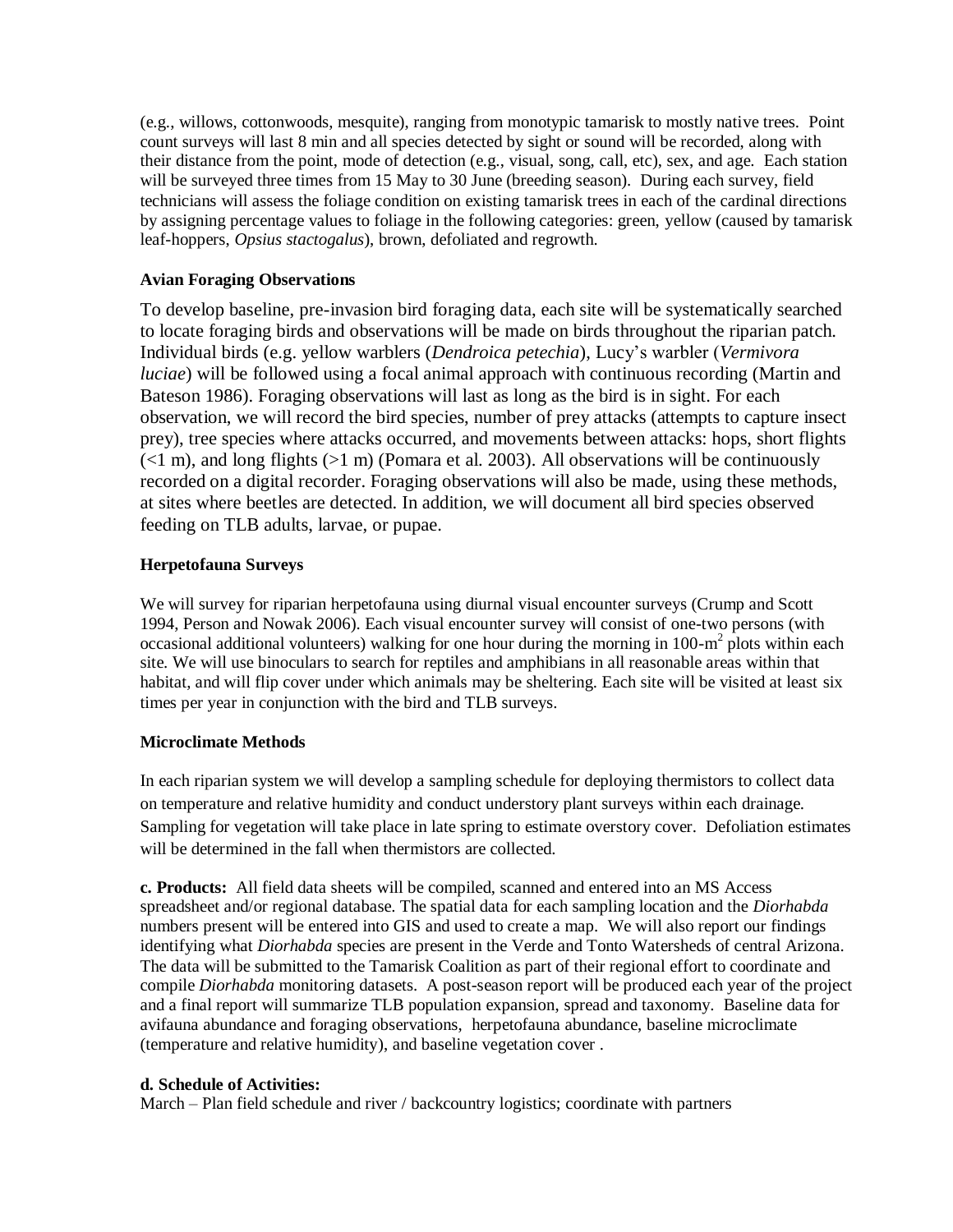(e.g., willows, cottonwoods, mesquite), ranging from monotypic tamarisk to mostly native trees. Point count surveys will last 8 min and all species detected by sight or sound will be recorded, along with their distance from the point, mode of detection (e.g., visual, song, call, etc), sex, and age. Each station will be surveyed three times from 15 May to 30 June (breeding season). During each survey, field technicians will assess the foliage condition on existing tamarisk trees in each of the cardinal directions by assigning percentage values to foliage in the following categories: green, yellow (caused by tamarisk leaf-hoppers, *Opsius stactogalus*), brown, defoliated and regrowth.

**Avian Foraging Observations**

To develop baseline, pre-invasion bird foraging data, each site will be systematically searched to locate foraging birds and observations will be made on birds throughout the riparian patch. Individual birds (e.g. yellow warblers (*Dendroica petechia*), Lucy's warbler (*Vermivora luciae*) will be followed using a focal animal approach with continuous recording (Martin and Bateson 1986). Foraging observations will last as long as the bird is in sight. For each observation, we will record the bird species, number of prey attacks (attempts to capture insect prey), tree species where attacks occurred, and movements between attacks: hops, short flights (<1 m), and long flights (>1 m) (Pomara et al. 2003). All observations will be continuously recorded on a digital recorder. Foraging observations will also be made, using these methods, at sites where beetles are detected. In addition, we will document all bird species observed feeding on TLB adults, larvae, or pupae.

**Herpetofauna Surveys**

We will survey for riparian herpetofauna using diurnal visual encounter surveys (Crump and Scott 1994, Person and Nowak 2006). Each visual encounter survey will consist of one-two persons (with occasional additional volunteers) walking for one hour during the morning in 100-$m^2$ plots within each site. We will use binoculars to search for reptiles and amphibians in all reasonable areas within that habitat, and will flip cover under which animals may be sheltering. Each site will be visited at least six times per year in conjunction with the bird and TLB surveys.

**Microclimate Methods**

In each riparian system we will develop a sampling schedule for deploying thermistors to collect data on temperature and relative humidity and conduct understory plant surveys within each drainage. Sampling for vegetation will take place in late spring to estimate overstory cover. Defoliation estimates will be determined in the fall when thermistors are collected.

**c. Products:** All field data sheets will be compiled, scanned and entered into an MS Access spreadsheet and/or regional database. The spatial data for each sampling location and the *Diorhabda* numbers present will be entered into GIS and used to create a map. We will also report our findings identifying what *Diorhabda* species are present in the Verde and Tonto Watersheds of central Arizona. The data will be submitted to the Tamarisk Coalition as part of their regional effort to coordinate and compile *Diorhabda* monitoring datasets. A post-season report will be produced each year of the project and a final report will summarize TLB population expansion, spread and taxonomy. Baseline data for avifauna abundance and foraging observations, herpetofauna abundance, baseline microclimate (temperature and relative humidity), and baseline vegetation cover .

**d. Schedule of Activities:**

March – Plan field schedule and river / backcountry logistics; coordinate with partners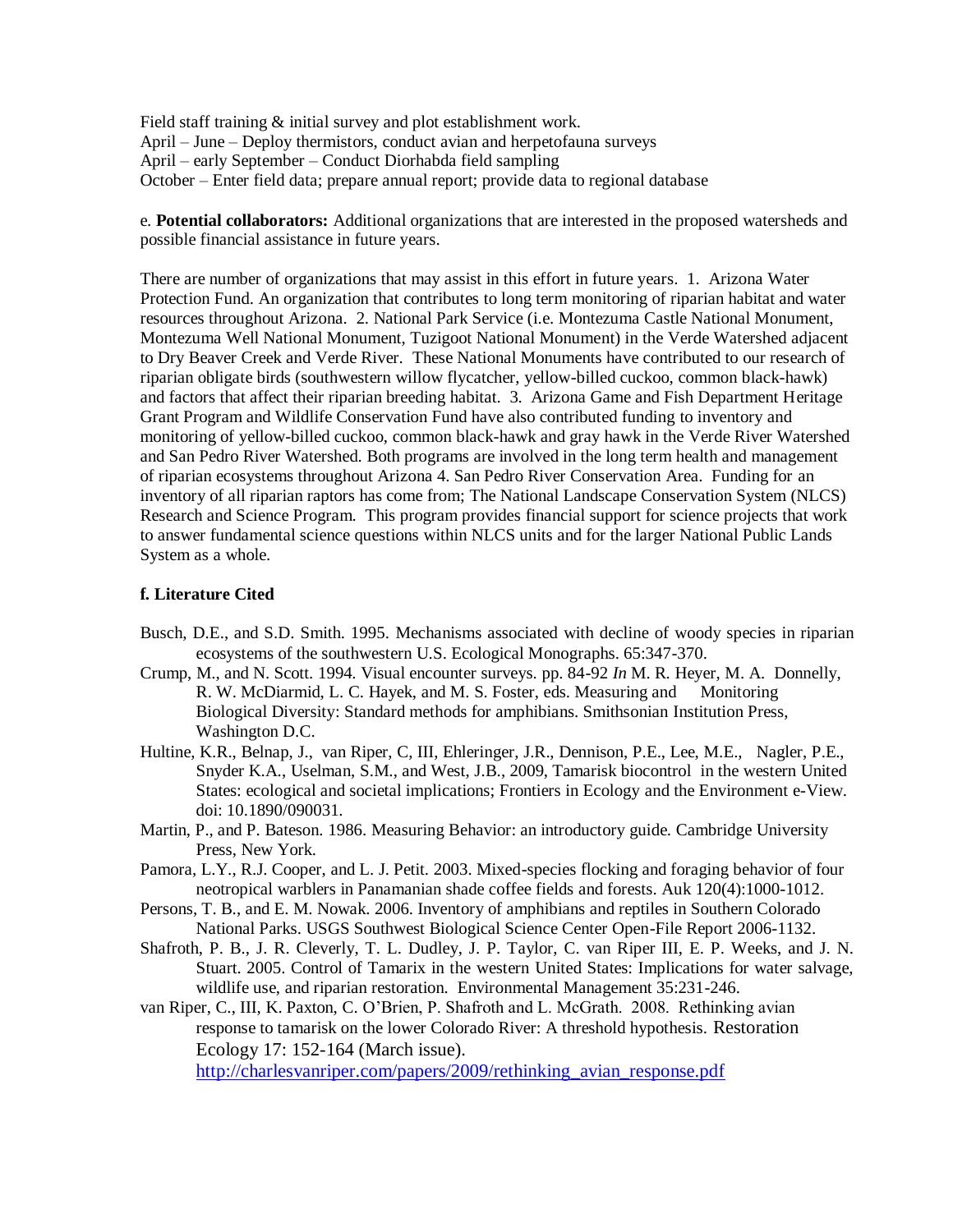Field staff training & initial survey and plot establishment work.
April – June – Deploy thermistors, conduct avian and herpetofauna surveys
April – early September – Conduct Diorhabda field sampling
October – Enter field data; prepare annual report; provide data to regional database

e. **Potential collaborators:** Additional organizations that are interested in the proposed watersheds and possible financial assistance in future years.

There are number of organizations that may assist in this effort in future years. 1. Arizona Water Protection Fund. An organization that contributes to long term monitoring of riparian habitat and water resources throughout Arizona. 2. National Park Service (i.e. Montezuma Castle National Monument, Montezuma Well National Monument, Tuzigoot National Monument) in the Verde Watershed adjacent to Dry Beaver Creek and Verde River. These National Monuments have contributed to our research of riparian obligate birds (southwestern willow flycatcher, yellow-billed cuckoo, common black-hawk) and factors that affect their riparian breeding habitat. 3. Arizona Game and Fish Department Heritage Grant Program and Wildlife Conservation Fund have also contributed funding to inventory and monitoring of yellow-billed cuckoo, common black-hawk and gray hawk in the Verde River Watershed and San Pedro River Watershed. Both programs are involved in the long term health and management of riparian ecosystems throughout Arizona 4. San Pedro River Conservation Area. Funding for an inventory of all riparian raptors has come from; The National Landscape Conservation System (NLCS) Research and Science Program. This program provides financial support for science projects that work to answer fundamental science questions within NLCS units and for the larger National Public Lands System as a whole.

**f. Literature Cited**

Busch, D.E., and S.D. Smith. 1995. Mechanisms associated with decline of woody species in riparian ecosystems of the southwestern U.S. Ecological Monographs. 65:347-370.

Crump, M., and N. Scott. 1994. Visual encounter surveys. pp. 84-92 *In* M. R. Heyer, M. A. Donnelly, R. W. McDiarmid, L. C. Hayek, and M. S. Foster, eds. Measuring and Monitoring Biological Diversity: Standard methods for amphibians. Smithsonian Institution Press, Washington D.C.

Hultine, K.R., Belnap, J., van Riper, C, III, Ehleringer, J.R., Dennison, P.E., Lee, M.E., Nagler, P.E., Snyder K.A., Uselman, S.M., and West, J.B., 2009, Tamarisk biocontrol in the western United States: ecological and societal implications; Frontiers in Ecology and the Environment e-View. doi: 10.1890/090031.

Martin, P., and P. Bateson. 1986. Measuring Behavior: an introductory guide. Cambridge University Press, New York.

Pamora, L.Y., R.J. Cooper, and L. J. Petit. 2003. Mixed-species flocking and foraging behavior of four neotropical warblers in Panamanian shade coffee fields and forests. Auk 120(4):1000-1012.

Persons, T. B., and E. M. Nowak. 2006. Inventory of amphibians and reptiles in Southern Colorado National Parks. USGS Southwest Biological Science Center Open-File Report 2006-1132.

Shafroth, P. B., J. R. Cleverly, T. L. Dudley, J. P. Taylor, C. van Riper III, E. P. Weeks, and J. N. Stuart. 2005. Control of Tamarix in the western United States: Implications for water salvage, wildlife use, and riparian restoration. Environmental Management 35:231-246.

van Riper, C., III, K. Paxton, C. O'Brien, P. Shafroth and L. McGrath. 2008. Rethinking avian response to tamarisk on the lower Colorado River: A threshold hypothesis. Restoration Ecology 17: 152-164 (March issue). http://charlesvanriper.com/papers/2009/rethinking_avian_response.pdf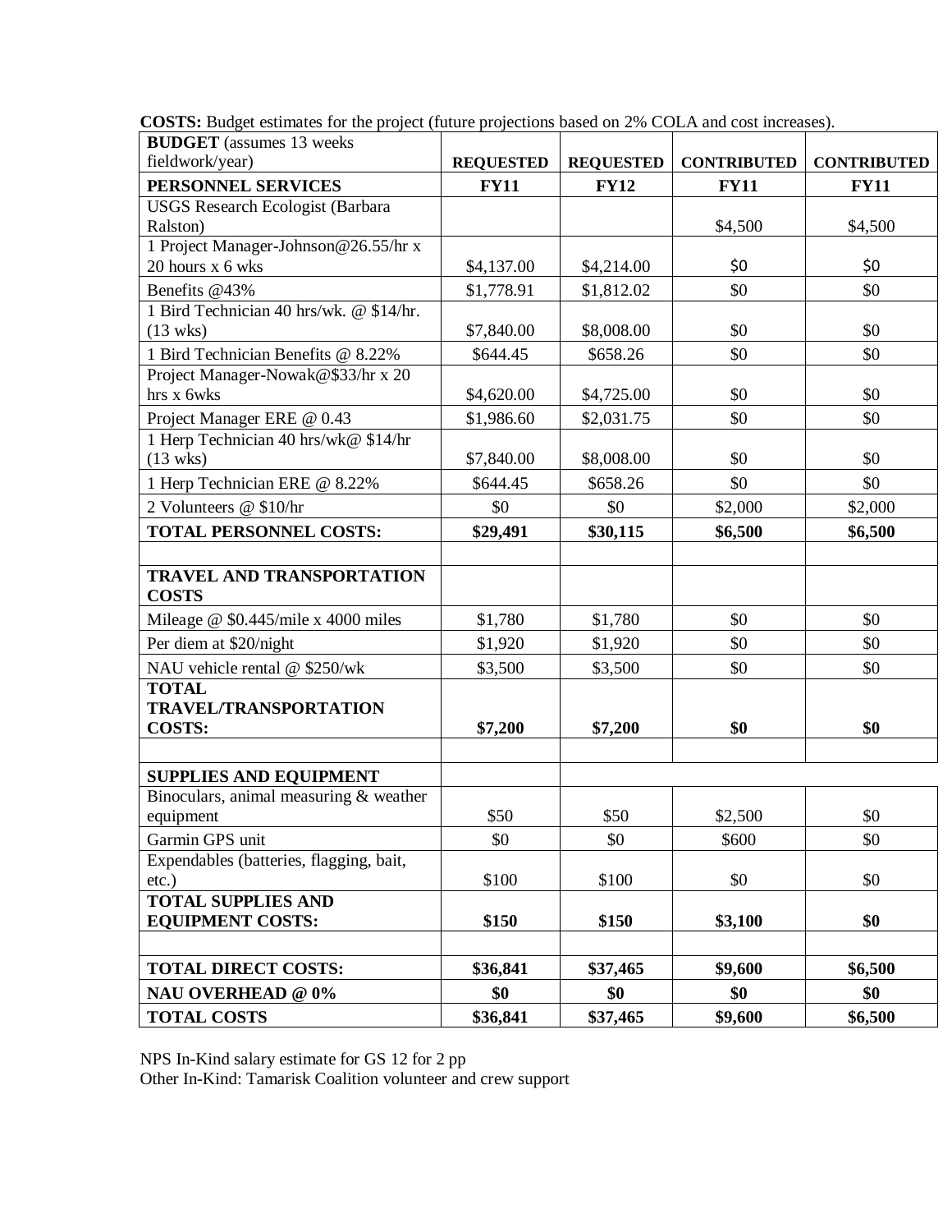**COSTS:** Budget estimates for the project (future projections based on 2% COLA and cost increases).

| **BUDGET** (assumes 13 weeks fieldwork/year) | **REQUESTED** | **REQUESTED** | **CONTRIBUTED** | **CONTRIBUTED** |
|---|---|---|---|---|
| **PERSONNEL SERVICES** | **FY11** | **FY12** | **FY11** | **FY11** |
| USGS Research Ecologist (Barbara Ralston) | | | $4,500 | $4,500 |
| 1 Project Manager-Johnson@26.55/hr x 20 hours x 6 wks | $4,137.00 | $4,214.00 | $0 | $0 |
| Benefits @43% | $1,778.91 | $1,812.02 | $0 | $0 |
| 1 Bird Technician 40 hrs/wk. @ $14/hr. (13 wks) | $7,840.00 | $8,008.00 | $0 | $0 |
| 1 Bird Technician Benefits @ 8.22% | $644.45 | $658.26 | $0 | $0 |
| Project Manager-Nowak@$33/hr x 20 hrs x 6wks | $4,620.00 | $4,725.00 | $0 | $0 |
| Project Manager ERE @ 0.43 | $1,986.60 | $2,031.75 | $0 | $0 |
| 1 Herp Technician 40 hrs/wk@ $14/hr (13 wks) | $7,840.00 | $8,008.00 | $0 | $0 |
| 1 Herp Technician ERE @ 8.22% | $644.45 | $658.26 | $0 | $0 |
| 2 Volunteers @ $10/hr | $0 | $0 | $2,000 | $2,000 |
| **TOTAL PERSONNEL COSTS:** | **$29,491** | **$30,115** | **$6,500** | **$6,500** |
| | | | | |
| **TRAVEL AND TRANSPORTATION COSTS** | | | | |
| Mileage @ $0.445/mile x 4000 miles | $1,780 | $1,780 | $0 | $0 |
| Per diem at $20/night | $1,920 | $1,920 | $0 | $0 |
| NAU vehicle rental @ $250/wk | $3,500 | $3,500 | $0 | $0 |
| **TOTAL TRAVEL/TRANSPORTATION COSTS:** | **$7,200** | **$7,200** | **$0** | **$0** |
| | | | | |
| **SUPPLIES AND EQUIPMENT** | | | | |
| Binoculars, animal measuring & weather equipment | $50 | $50 | $2,500 | $0 |
| Garmin GPS unit | $0 | $0 | $600 | $0 |
| Expendables (batteries, flagging, bait, etc.) | $100 | $100 | $0 | $0 |
| **TOTAL SUPPLIES AND EQUIPMENT COSTS:** | **$150** | **$150** | **$3,100** | **$0** |
| | | | | |
| **TOTAL DIRECT COSTS:** | **$36,841** | **$37,465** | **$9,600** | **$6,500** |
| **NAU OVERHEAD @ 0%** | **$0** | **$0** | **$0** | **$0** |
| **TOTAL COSTS** | **$36,841** | **$37,465** | **$9,600** | **$6,500** |

NPS In-Kind salary estimate for GS 12 for 2 pp

Other In-Kind: Tamarisk Coalition volunteer and crew support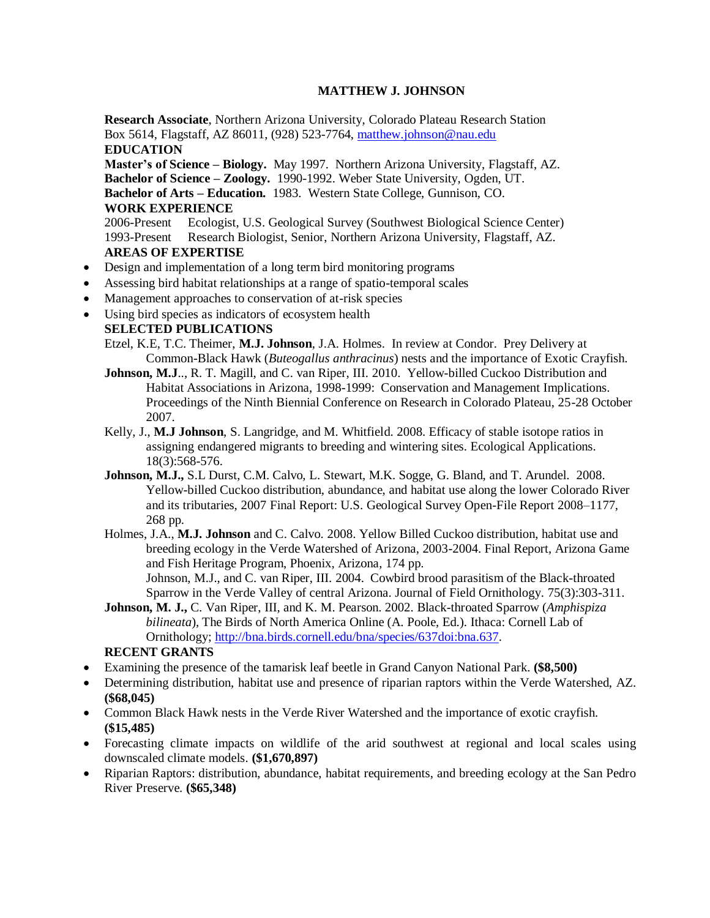# MATTHEW J. JOHNSON

**Research Associate**, Northern Arizona University, Colorado Plateau Research Station
Box 5614, Flagstaff, AZ 86011, (928) 523-7764, matthew.johnson@nau.edu

**EDUCATION**

**Master's of Science – Biology.** May 1997. Northern Arizona University, Flagstaff, AZ.
**Bachelor of Science – Zoology.** 1990-1992. Weber State University, Ogden, UT.
**Bachelor of Arts – Education.** 1983. Western State College, Gunnison, CO.

**WORK EXPERIENCE**

2006-Present Ecologist, U.S. Geological Survey (Southwest Biological Science Center)
1993-Present Research Biologist, Senior, Northern Arizona University, Flagstaff, AZ.

**AREAS OF EXPERTISE**

- Design and implementation of a long term bird monitoring programs
- Assessing bird habitat relationships at a range of spatio-temporal scales
- Management approaches to conservation of at-risk species
- Using bird species as indicators of ecosystem health

**SELECTED PUBLICATIONS**

Etzel, K.E, T.C. Theimer, **M.J. Johnson**, J.A. Holmes. In review at Condor. Prey Delivery at Common-Black Hawk (*Buteogallus anthracinus*) nests and the importance of Exotic Crayfish.

**Johnson, M.J**.., R. T. Magill, and C. van Riper, III. 2010. Yellow-billed Cuckoo Distribution and Habitat Associations in Arizona, 1998-1999: Conservation and Management Implications. Proceedings of the Ninth Biennial Conference on Research in Colorado Plateau, 25-28 October 2007.

Kelly, J., **M.J Johnson**, S. Langridge, and M. Whitfield. 2008. Efficacy of stable isotope ratios in assigning endangered migrants to breeding and wintering sites. Ecological Applications. 18(3):568-576.

**Johnson, M.J.,** S.L Durst, C.M. Calvo, L. Stewart, M.K. Sogge, G. Bland, and T. Arundel. 2008. Yellow-billed Cuckoo distribution, abundance, and habitat use along the lower Colorado River and its tributaries, 2007 Final Report: U.S. Geological Survey Open-File Report 2008–1177, 268 pp.

Holmes, J.A., **M.J. Johnson** and C. Calvo. 2008. Yellow Billed Cuckoo distribution, habitat use and breeding ecology in the Verde Watershed of Arizona, 2003-2004. Final Report, Arizona Game and Fish Heritage Program, Phoenix, Arizona, 174 pp.
Johnson, M.J., and C. van Riper, III. 2004. Cowbird brood parasitism of the Black-throated Sparrow in the Verde Valley of central Arizona. Journal of Field Ornithology. 75(3):303-311.

**Johnson, M. J.,** C. Van Riper, III, and K. M. Pearson. 2002. Black-throated Sparrow (*Amphispiza bilineata*), The Birds of North America Online (A. Poole, Ed.). Ithaca: Cornell Lab of Ornithology; http://bna.birds.cornell.edu/bna/species/637doi:bna.637.

**RECENT GRANTS**

- Examining the presence of the tamarisk leaf beetle in Grand Canyon National Park. **($8,500)**
- Determining distribution, habitat use and presence of riparian raptors within the Verde Watershed, AZ. **($68,045)**
- Common Black Hawk nests in the Verde River Watershed and the importance of exotic crayfish. **($15,485)**
- Forecasting climate impacts on wildlife of the arid southwest at regional and local scales using downscaled climate models. **($1,670,897)**
- Riparian Raptors: distribution, abundance, habitat requirements, and breeding ecology at the San Pedro River Preserve. **($65,348)**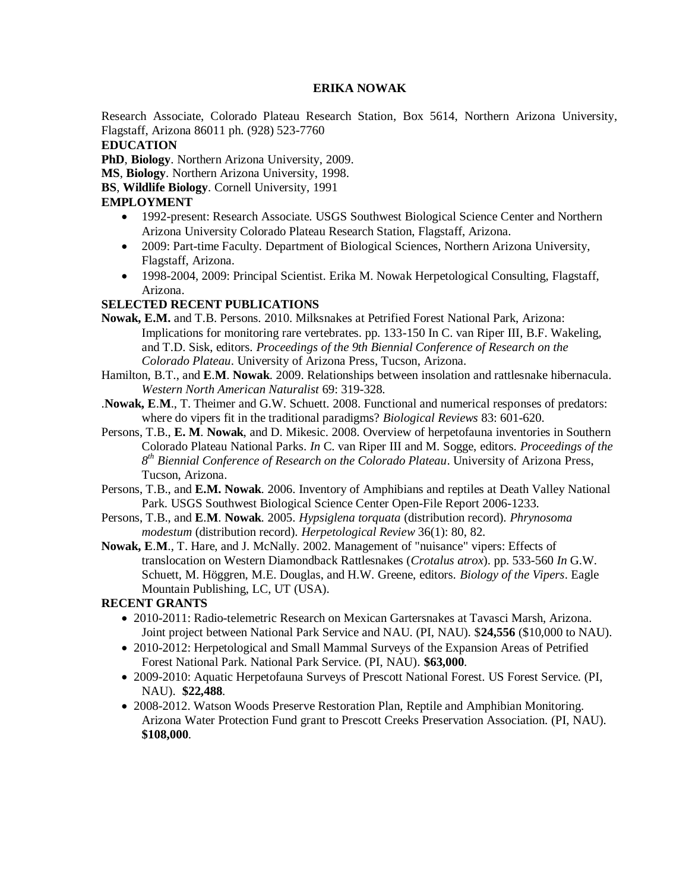# ERIKA NOWAK

Research Associate, Colorado Plateau Research Station, Box 5614, Northern Arizona University, Flagstaff, Arizona 86011 ph. (928) 523-7760

## EDUCATION

**PhD**, **Biology**. Northern Arizona University, 2009.

**MS**, **Biology**. Northern Arizona University, 1998.

**BS**, **Wildlife Biology**. Cornell University, 1991

## EMPLOYMENT

- 1992-present: Research Associate. USGS Southwest Biological Science Center and Northern Arizona University Colorado Plateau Research Station, Flagstaff, Arizona.
- 2009: Part-time Faculty. Department of Biological Sciences, Northern Arizona University, Flagstaff, Arizona.
- 1998-2004, 2009: Principal Scientist. Erika M. Nowak Herpetological Consulting, Flagstaff, Arizona.

## SELECTED RECENT PUBLICATIONS

**Nowak, E.M.** and T.B. Persons. 2010. Milksnakes at Petrified Forest National Park, Arizona: Implications for monitoring rare vertebrates. pp. 133-150 In C. van Riper III, B.F. Wakeling, and T.D. Sisk, editors. *Proceedings of the 9th Biennial Conference of Research on the Colorado Plateau*. University of Arizona Press, Tucson, Arizona.

Hamilton, B.T., and **E**.**M**. **Nowak**. 2009. Relationships between insolation and rattlesnake hibernacula. *Western North American Naturalist* 69: 319-328.

.**Nowak, E**.**M**., T. Theimer and G.W. Schuett. 2008. Functional and numerical responses of predators: where do vipers fit in the traditional paradigms? *Biological Reviews* 83: 601-620.

Persons, T.B., **E. M**. **Nowak**, and D. Mikesic. 2008. Overview of herpetofauna inventories in Southern Colorado Plateau National Parks. *In* C. van Riper III and M. Sogge, editors. *Proceedings of the 8th Biennial Conference of Research on the Colorado Plateau*. University of Arizona Press, Tucson, Arizona.

Persons, T.B., and **E.M. Nowak**. 2006. Inventory of Amphibians and reptiles at Death Valley National Park. USGS Southwest Biological Science Center Open-File Report 2006-1233.

Persons, T.B., and **E**.**M**. **Nowak**. 2005. *Hypsiglena torquata* (distribution record). *Phrynosoma modestum* (distribution record). *Herpetological Review* 36(1): 80, 82.

**Nowak, E**.**M**., T. Hare, and J. McNally. 2002. Management of "nuisance" vipers: Effects of translocation on Western Diamondback Rattlesnakes (*Crotalus atrox*). pp. 533-560 *In* G.W. Schuett, M. Höggren, M.E. Douglas, and H.W. Greene, editors. *Biology of the Vipers*. Eagle Mountain Publishing, LC, UT (USA).

## RECENT GRANTS

- 2010-2011: Radio-telemetric Research on Mexican Gartersnakes at Tavasci Marsh, Arizona. Joint project between National Park Service and NAU. (PI, NAU). $**24,556** ($10,000 to NAU).
- 2010-2012: Herpetological and Small Mammal Surveys of the Expansion Areas of Petrified Forest National Park. National Park Service. (PI, NAU). **$63,000**.
- 2009-2010: Aquatic Herpetofauna Surveys of Prescott National Forest. US Forest Service. (PI, NAU). **$22,488**.
- 2008-2012. Watson Woods Preserve Restoration Plan, Reptile and Amphibian Monitoring. Arizona Water Protection Fund grant to Prescott Creeks Preservation Association. (PI, NAU). **$108,000**.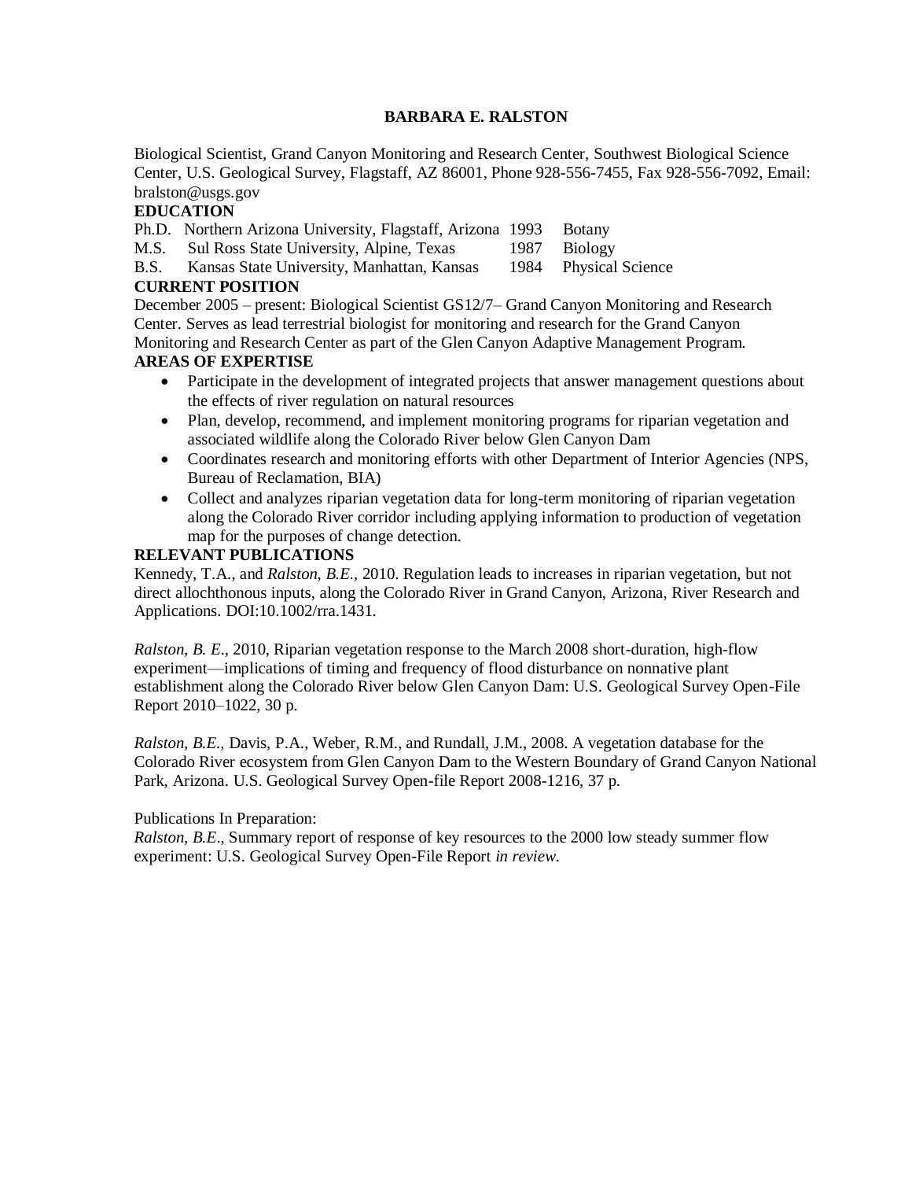# BARBARA E. RALSTON

Biological Scientist, Grand Canyon Monitoring and Research Center, Southwest Biological Science Center, U.S. Geological Survey, Flagstaff, AZ 86001, Phone 928-556-7455, Fax 928-556-7092, Email: bralston@usgs.gov

## EDUCATION

| | | | |
|---|---|---|---|
| Ph.D. | Northern Arizona University, Flagstaff, Arizona | 1993 | Botany |
| M.S. | Sul Ross State University, Alpine, Texas | 1987 | Biology |
| B.S. | Kansas State University, Manhattan, Kansas | 1984 | Physical Science |

## CURRENT POSITION

December 2005 – present: Biological Scientist GS12/7– Grand Canyon Monitoring and Research Center. Serves as lead terrestrial biologist for monitoring and research for the Grand Canyon Monitoring and Research Center as part of the Glen Canyon Adaptive Management Program.

## AREAS OF EXPERTISE

- Participate in the development of integrated projects that answer management questions about the effects of river regulation on natural resources
- Plan, develop, recommend, and implement monitoring programs for riparian vegetation and associated wildlife along the Colorado River below Glen Canyon Dam
- Coordinates research and monitoring efforts with other Department of Interior Agencies (NPS, Bureau of Reclamation, BIA)
- Collect and analyzes riparian vegetation data for long-term monitoring of riparian vegetation along the Colorado River corridor including applying information to production of vegetation map for the purposes of change detection.

## RELEVANT PUBLICATIONS

Kennedy, T.A., and *Ralston, B.E.,* 2010. Regulation leads to increases in riparian vegetation, but not direct allochthonous inputs, along the Colorado River in Grand Canyon, Arizona, River Research and Applications. DOI:10.1002/rra.1431.

*Ralston, B. E*., 2010, Riparian vegetation response to the March 2008 short-duration, high-flow experiment—implications of timing and frequency of flood disturbance on nonnative plant establishment along the Colorado River below Glen Canyon Dam: U.S. Geological Survey Open-File Report 2010–1022, 30 p.

*Ralston, B.E.,* Davis, P.A., Weber, R.M., and Rundall, J.M., 2008. A vegetation database for the Colorado River ecosystem from Glen Canyon Dam to the Western Boundary of Grand Canyon National Park, Arizona. U.S. Geological Survey Open-file Report 2008-1216, 37 p.

Publications In Preparation:
*Ralston, B.E*., Summary report of response of key resources to the 2000 low steady summer flow experiment: U.S. Geological Survey Open-File Report *in review.*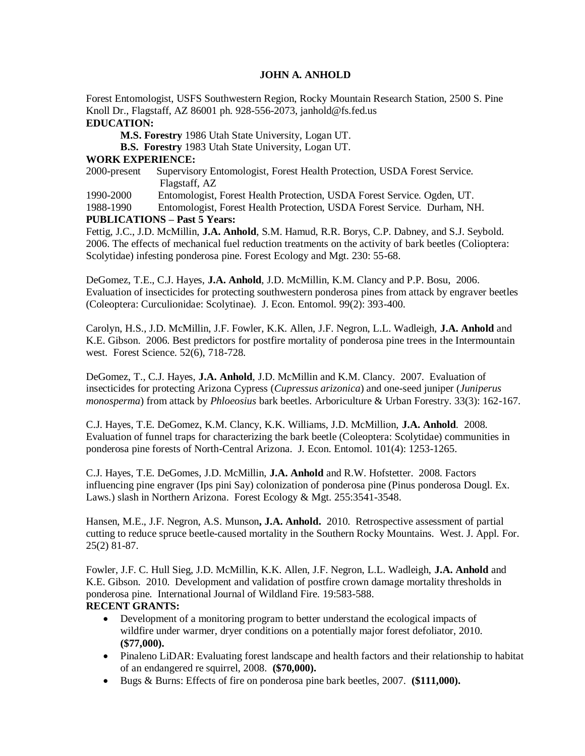**JOHN A. ANHOLD**

Forest Entomologist, USFS Southwestern Region, Rocky Mountain Research Station, 2500 S. Pine Knoll Dr., Flagstaff, AZ 86001 ph. 928-556-2073, janhold@fs.fed.us

**EDUCATION:**

**M.S. Forestry** 1986 Utah State University, Logan UT.

**B.S. Forestry** 1983 Utah State University, Logan UT.

**WORK EXPERIENCE:**

2000-present Supervisory Entomologist, Forest Health Protection, USDA Forest Service. Flagstaff, AZ

1990-2000 Entomologist, Forest Health Protection, USDA Forest Service. Ogden, UT.

1988-1990 Entomologist, Forest Health Protection, USDA Forest Service. Durham, NH.

**PUBLICATIONS – Past 5 Years:**

Fettig, J.C., J.D. McMillin, **J.A. Anhold**, S.M. Hamud, R.R. Borys, C.P. Dabney, and S.J. Seybold. 2006. The effects of mechanical fuel reduction treatments on the activity of bark beetles (Colioptera: Scolytidae) infesting ponderosa pine. Forest Ecology and Mgt. 230: 55-68.

DeGomez, T.E., C.J. Hayes, **J.A. Anhold**, J.D. McMillin, K.M. Clancy and P.P. Bosu, 2006. Evaluation of insecticides for protecting southwestern ponderosa pines from attack by engraver beetles (Coleoptera: Curculionidae: Scolytinae). J. Econ. Entomol. 99(2): 393-400.

Carolyn, H.S., J.D. McMillin, J.F. Fowler, K.K. Allen, J.F. Negron, L.L. Wadleigh, **J.A. Anhold** and K.E. Gibson. 2006. Best predictors for postfire mortality of ponderosa pine trees in the Intermountain west. Forest Science. 52(6), 718-728.

DeGomez, T., C.J. Hayes, **J.A. Anhold**, J.D. McMillin and K.M. Clancy. 2007. Evaluation of insecticides for protecting Arizona Cypress (*Cupressus arizonica*) and one-seed juniper (*Juniperus monosperma*) from attack by *Phloeosius* bark beetles. Arboriculture & Urban Forestry. 33(3): 162-167.

C.J. Hayes, T.E. DeGomez, K.M. Clancy, K.K. Williams, J.D. McMillion, **J.A. Anhold**. 2008. Evaluation of funnel traps for characterizing the bark beetle (Coleoptera: Scolytidae) communities in ponderosa pine forests of North-Central Arizona. J. Econ. Entomol. 101(4): 1253-1265.

C.J. Hayes, T.E. DeGomes, J.D. McMillin, **J.A. Anhold** and R.W. Hofstetter. 2008. Factors influencing pine engraver (Ips pini Say) colonization of ponderosa pine (Pinus ponderosa Dougl. Ex. Laws.) slash in Northern Arizona. Forest Ecology & Mgt. 255:3541-3548.

Hansen, M.E., J.F. Negron, A.S. Munson**, J.A. Anhold.** 2010. Retrospective assessment of partial cutting to reduce spruce beetle-caused mortality in the Southern Rocky Mountains. West. J. Appl. For. 25(2) 81-87.

Fowler, J.F. C. Hull Sieg, J.D. McMillin, K.K. Allen, J.F. Negron, L.L. Wadleigh, **J.A. Anhold** and K.E. Gibson. 2010. Development and validation of postfire crown damage mortality thresholds in ponderosa pine. International Journal of Wildland Fire. 19:583-588.

**RECENT GRANTS:**

- Development of a monitoring program to better understand the ecological impacts of wildfire under warmer, dryer conditions on a potentially major forest defoliator, 2010. **($77,000).**
- Pinaleno LiDAR: Evaluating forest landscape and health factors and their relationship to habitat of an endangered re squirrel, 2008. **($70,000).**
- Bugs & Burns: Effects of fire on ponderosa pine bark beetles, 2007. **($111,000).**